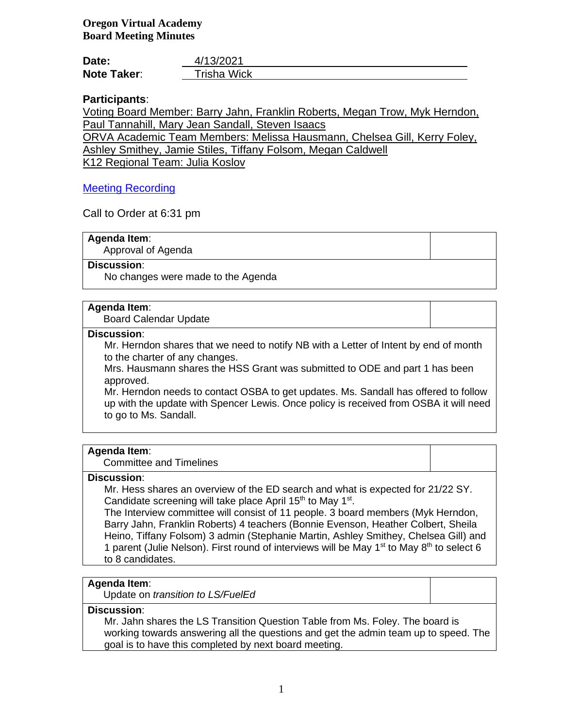**Oregon Virtual Academy**
**Board Meeting Minutes**

| | |
|---|---|
| **Date:** | 4/13/2021 |
| **Note Taker**: | Trisha Wick |

**Participants**:

Voting Board Member: Barry Jahn, Franklin Roberts, Megan Trow, Myk Herndon, Paul Tannahill, Mary Jean Sandall, Steven Isaacs
ORVA Academic Team Members: Melissa Hausmann, Chelsea Gill, Kerry Foley, Ashley Smithey, Jamie Stiles, Tiffany Folsom, Megan Caldwell
K12 Regional Team: Julia Koslov

[Meeting Recording]

Call to Order at 6:31 pm

**Agenda Item**:
Approval of Agenda

**Discussion**:
No changes were made to the Agenda

**Agenda Item**:
Board Calendar Update

**Discussion**:
Mr. Herndon shares that we need to notify NB with a Letter of Intent by end of month to the charter of any changes.
Mrs. Hausmann shares the HSS Grant was submitted to ODE and part 1 has been approved.
Mr. Herndon needs to contact OSBA to get updates. Ms. Sandall has offered to follow up with the update with Spencer Lewis. Once policy is received from OSBA it will need to go to Ms. Sandall.

**Agenda Item**:
Committee and Timelines

**Discussion**:
Mr. Hess shares an overview of the ED search and what is expected for 21/22 SY. Candidate screening will take place April 15th to May 1st.
The Interview committee will consist of 11 people. 3 board members (Myk Herndon, Barry Jahn, Franklin Roberts) 4 teachers (Bonnie Evenson, Heather Colbert, Sheila Heino, Tiffany Folsom) 3 admin (Stephanie Martin, Ashley Smithey, Chelsea Gill) and 1 parent (Julie Nelson). First round of interviews will be May 1st to May 8th to select 6 to 8 candidates.

**Agenda Item**:
Update on *transition to LS/FuelEd*

**Discussion**:
Mr. Jahn shares the LS Transition Question Table from Ms. Foley. The board is working towards answering all the questions and get the admin team up to speed. The goal is to have this completed by next board meeting.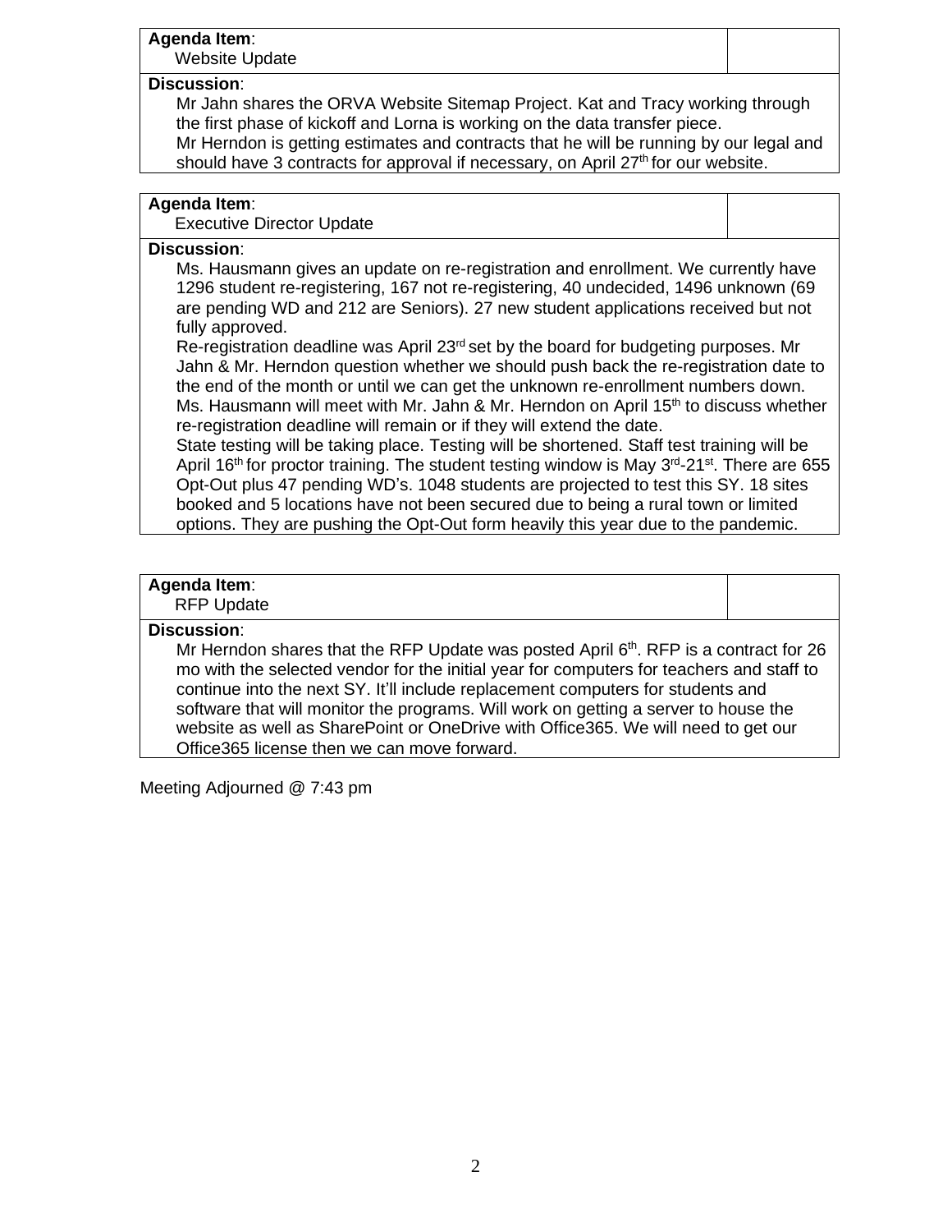| **Agenda Item**: Website Update | |
|---|---|

**Discussion**:

Mr Jahn shares the ORVA Website Sitemap Project. Kat and Tracy working through the first phase of kickoff and Lorna is working on the data transfer piece.
Mr Herndon is getting estimates and contracts that he will be running by our legal and should have 3 contracts for approval if necessary, on April 27th for our website.

| **Agenda Item**: Executive Director Update | |
|---|---|

**Discussion**:

Ms. Hausmann gives an update on re-registration and enrollment. We currently have 1296 student re-registering, 167 not re-registering, 40 undecided, 1496 unknown (69 are pending WD and 212 are Seniors). 27 new student applications received but not fully approved.
Re-registration deadline was April 23rd set by the board for budgeting purposes. Mr Jahn & Mr. Herndon question whether we should push back the re-registration date to the end of the month or until we can get the unknown re-enrollment numbers down. Ms. Hausmann will meet with Mr. Jahn & Mr. Herndon on April 15th to discuss whether re-registration deadline will remain or if they will extend the date.
State testing will be taking place. Testing will be shortened. Staff test training will be April 16th for proctor training. The student testing window is May 3rd-21st. There are 655 Opt-Out plus 47 pending WD's. 1048 students are projected to test this SY. 18 sites booked and 5 locations have not been secured due to being a rural town or limited options. They are pushing the Opt-Out form heavily this year due to the pandemic.

| **Agenda Item**: RFP Update | |
|---|---|

**Discussion**:

Mr Herndon shares that the RFP Update was posted April 6th. RFP is a contract for 26 mo with the selected vendor for the initial year for computers for teachers and staff to continue into the next SY. It'll include replacement computers for students and software that will monitor the programs. Will work on getting a server to house the website as well as SharePoint or OneDrive with Office365. We will need to get our Office365 license then we can move forward.

Meeting Adjourned @ 7:43 pm